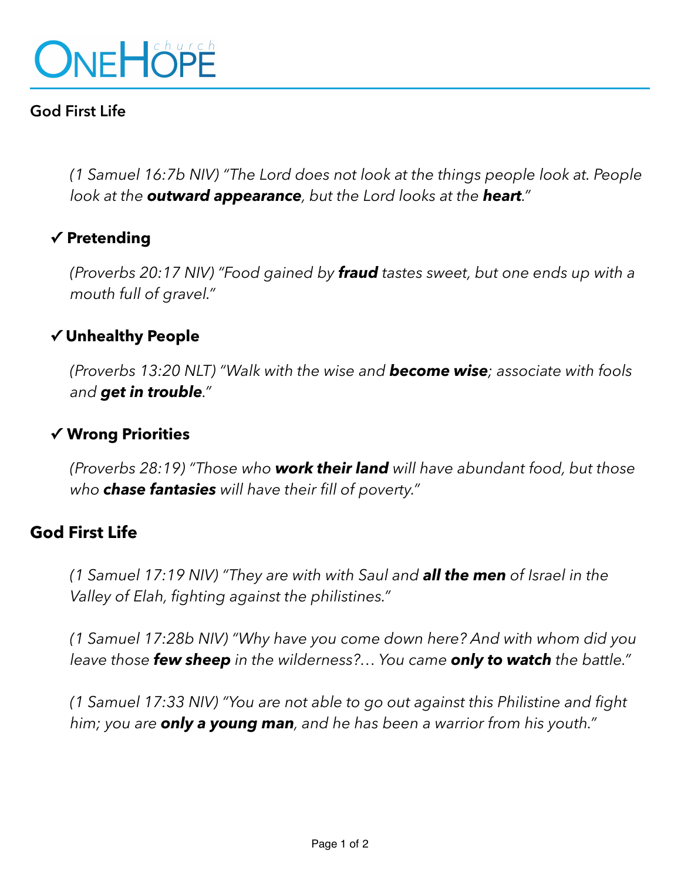# OneHope church

**God First Life**

*(1 Samuel 16:7b NIV) "The Lord does not look at the things people look at. People look at the **outward appearance**, but the Lord looks at the **heart**."*

## ✓ Pretending

*(Proverbs 20:17 NIV) "Food gained by **fraud** tastes sweet, but one ends up with a mouth full of gravel."*

## ✓ Unhealthy People

*(Proverbs 13:20 NLT) "Walk with the wise and **become wise**; associate with fools and **get in trouble**."*

## ✓ Wrong Priorities

*(Proverbs 28:19) "Those who **work their land** will have abundant food, but those who **chase fantasies** will have their fill of poverty."*

## God First Life

*(1 Samuel 17:19 NIV) "They are with with Saul and **all the men** of Israel in the Valley of Elah, fighting against the philistines."*

*(1 Samuel 17:28b NIV) "Why have you come down here? And with whom did you leave those **few sheep** in the wilderness?… You came **only to watch** the battle."*

*(1 Samuel 17:33 NIV) "You are not able to go out against this Philistine and fight him; you are **only a young man**, and he has been a warrior from his youth."*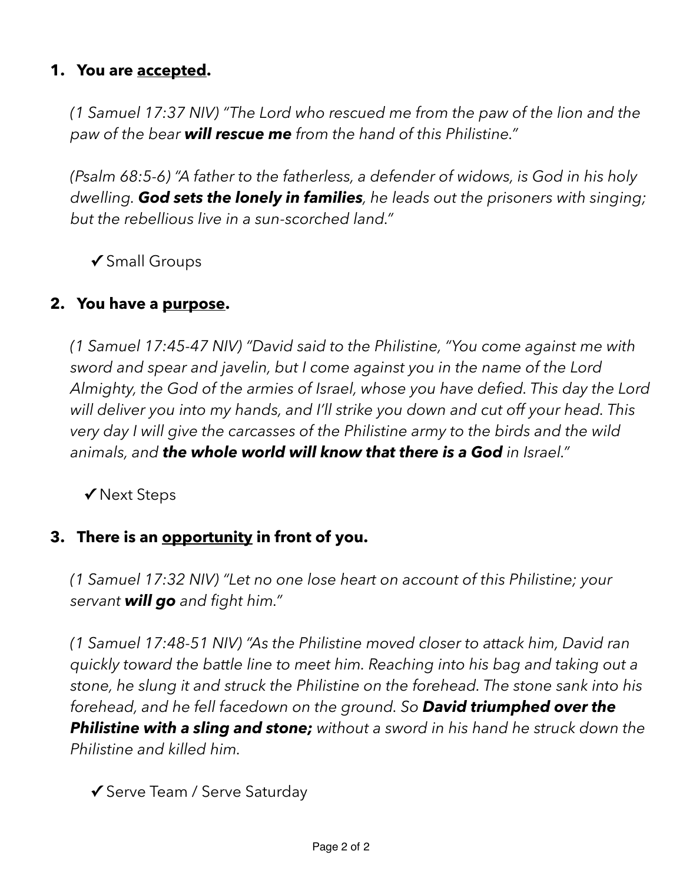1. **You are <u>accepted</u>.**

   *(1 Samuel 17:37 NIV) "The Lord who rescued me from the paw of the lion and the paw of the bear **will rescue me** from the hand of this Philistine."*

   *(Psalm 68:5-6) "A father to the fatherless, a defender of widows, is God in his holy dwelling. **God sets the lonely in families**, he leads out the prisoners with singing; but the rebellious live in a sun-scorched land."*

   ✓ Small Groups

2. **You have a <u>purpose</u>.**

   *(1 Samuel 17:45-47 NIV) "David said to the Philistine, "You come against me with sword and spear and javelin, but I come against you in the name of the Lord Almighty, the God of the armies of Israel, whose you have defied. This day the Lord will deliver you into my hands, and I'll strike you down and cut off your head. This very day I will give the carcasses of the Philistine army to the birds and the wild animals, and **the whole world will know that there is a God** in Israel."*

   ✓ Next Steps

3. **There is an <u>opportunity</u> in front of you.**

   *(1 Samuel 17:32 NIV) "Let no one lose heart on account of this Philistine; your servant **will go** and fight him."*

   *(1 Samuel 17:48-51 NIV) "As the Philistine moved closer to attack him, David ran quickly toward the battle line to meet him. Reaching into his bag and taking out a stone, he slung it and struck the Philistine on the forehead. The stone sank into his forehead, and he fell facedown on the ground. So **David triumphed over the Philistine with a sling and stone;** without a sword in his hand he struck down the Philistine and killed him.*

   ✓ Serve Team / Serve Saturday